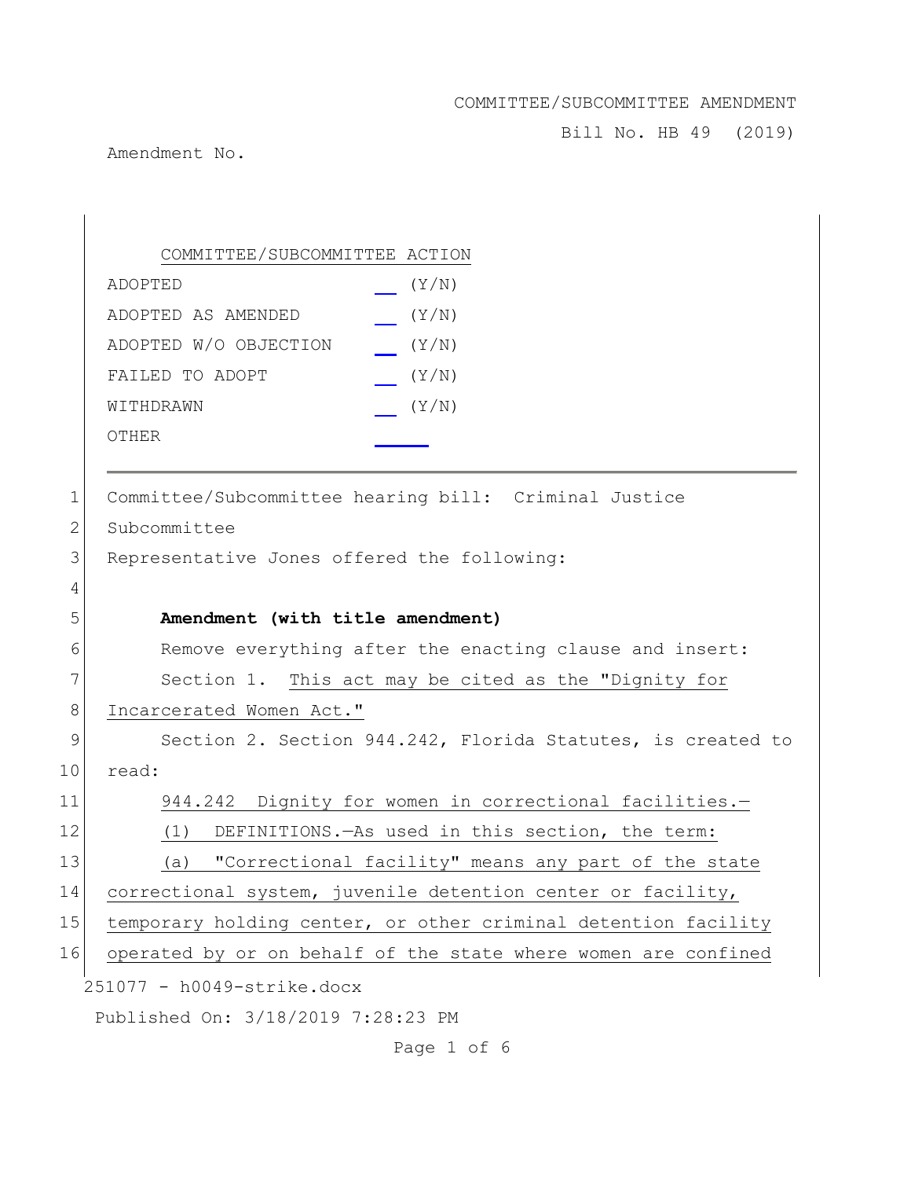COMMITTEE/SUBCOMMITTEE AMENDMENT

Bill No. HB 49 (2019)

Amendment No.

COMMITTEE/SUBCOMMITTEE ACTION

| | |
|---|---|
| ADOPTED | ___ (Y/N) |
| ADOPTED AS AMENDED | ___ (Y/N) |
| ADOPTED W/O OBJECTION | ___ (Y/N) |
| FAILED TO ADOPT | ___ (Y/N) |
| WITHDRAWN | ___ (Y/N) |
| OTHER | ______ |

---

1 Committee/Subcommittee hearing bill: Criminal Justice
2 Subcommittee
3 Representative Jones offered the following:
4
5 **Amendment (with title amendment)**
6 Remove everything after the enacting clause and insert:
7 Section 1. This act may be cited as the "Dignity for
8 Incarcerated Women Act."
9 Section 2. Section 944.242, Florida Statutes, is created to
10 read:
11 944.242 Dignity for women in correctional facilities.—
12 (1) DEFINITIONS.—As used in this section, the term:
13 (a) "Correctional facility" means any part of the state
14 correctional system, juvenile detention center or facility,
15 temporary holding center, or other criminal detention facility
16 operated by or on behalf of the state where women are confined

251077 - h0049-strike.docx

Published On: 3/18/2019 7:28:23 PM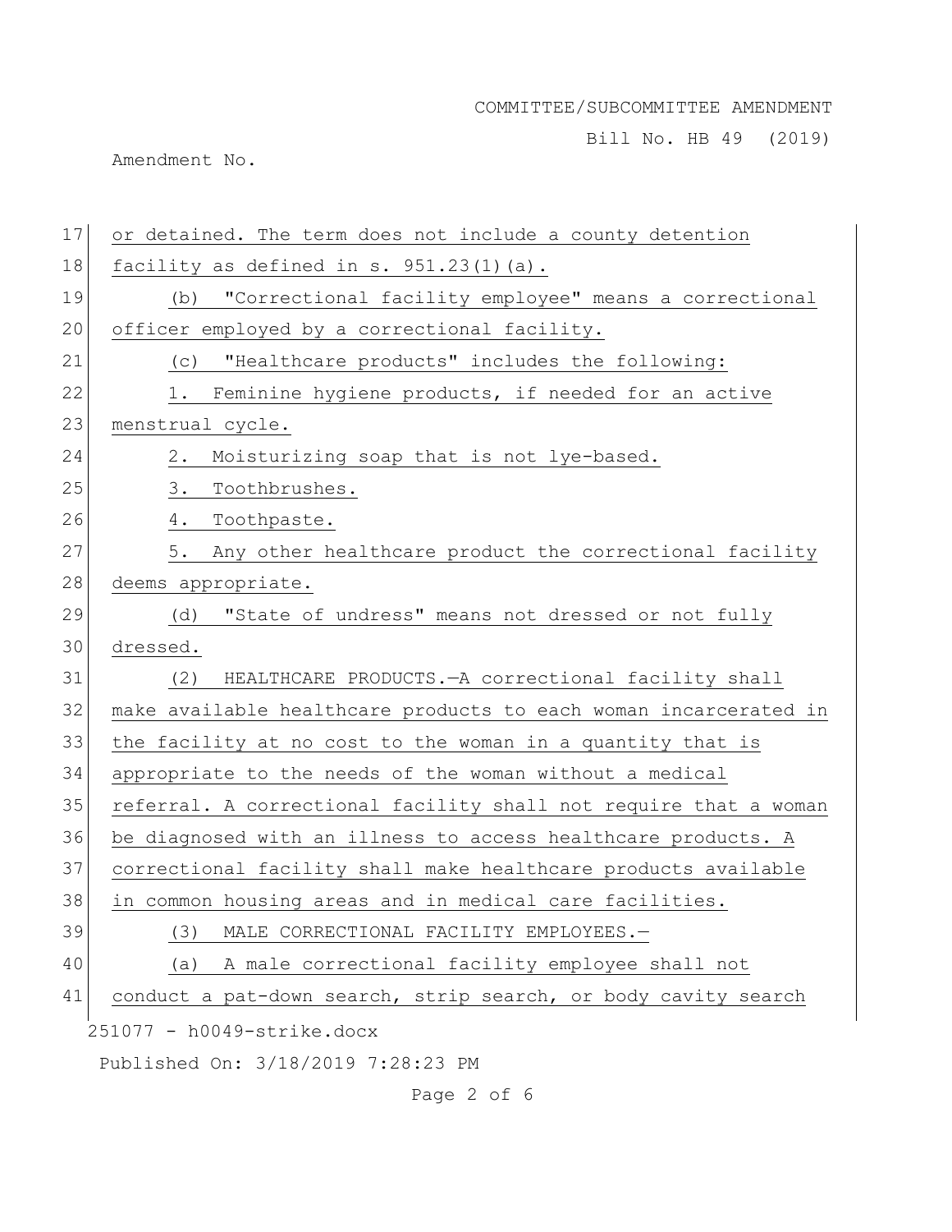or detained. The term does not include a county detention facility as defined in s. 951.23(1)(a).

(b) "Correctional facility employee" means a correctional officer employed by a correctional facility.

(c) "Healthcare products" includes the following:

1. Feminine hygiene products, if needed for an active menstrual cycle.

2. Moisturizing soap that is not lye-based.

3. Toothbrushes.

4. Toothpaste.

5. Any other healthcare product the correctional facility deems appropriate.

(d) "State of undress" means not dressed or not fully dressed.

(2) HEALTHCARE PRODUCTS.—A correctional facility shall make available healthcare products to each woman incarcerated in the facility at no cost to the woman in a quantity that is appropriate to the needs of the woman without a medical referral. A correctional facility shall not require that a woman be diagnosed with an illness to access healthcare products. A correctional facility shall make healthcare products available in common housing areas and in medical care facilities.

(3) MALE CORRECTIONAL FACILITY EMPLOYEES.—

(a) A male correctional facility employee shall not conduct a pat-down search, strip search, or body cavity search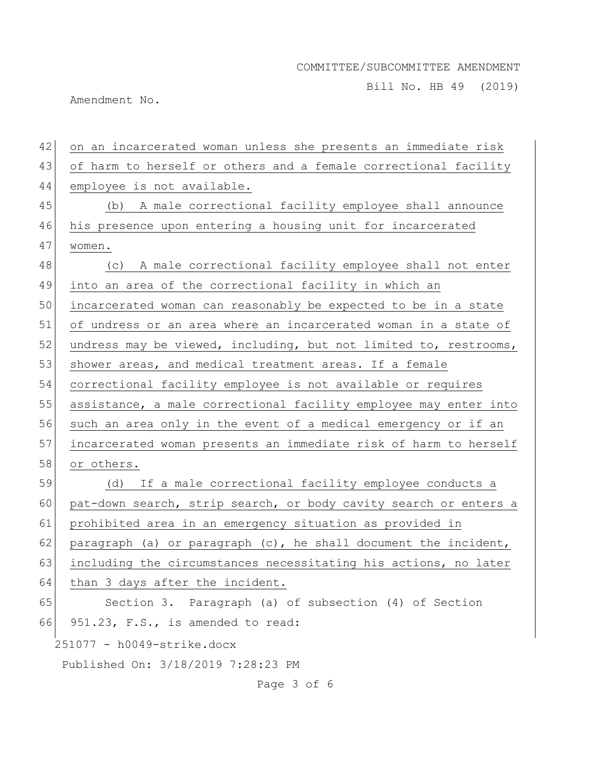on an incarcerated woman unless she presents an immediate risk of harm to herself or others and a female correctional facility employee is not available.

(b) A male correctional facility employee shall announce his presence upon entering a housing unit for incarcerated women.

(c) A male correctional facility employee shall not enter into an area of the correctional facility in which an incarcerated woman can reasonably be expected to be in a state of undress or an area where an incarcerated woman in a state of undress may be viewed, including, but not limited to, restrooms, shower areas, and medical treatment areas. If a female correctional facility employee is not available or requires assistance, a male correctional facility employee may enter into such an area only in the event of a medical emergency or if an incarcerated woman presents an immediate risk of harm to herself or others.

(d) If a male correctional facility employee conducts a pat-down search, strip search, or body cavity search or enters a prohibited area in an emergency situation as provided in paragraph (a) or paragraph (c), he shall document the incident, including the circumstances necessitating his actions, no later than 3 days after the incident.

Section 3. Paragraph (a) of subsection (4) of Section 951.23, F.S., is amended to read: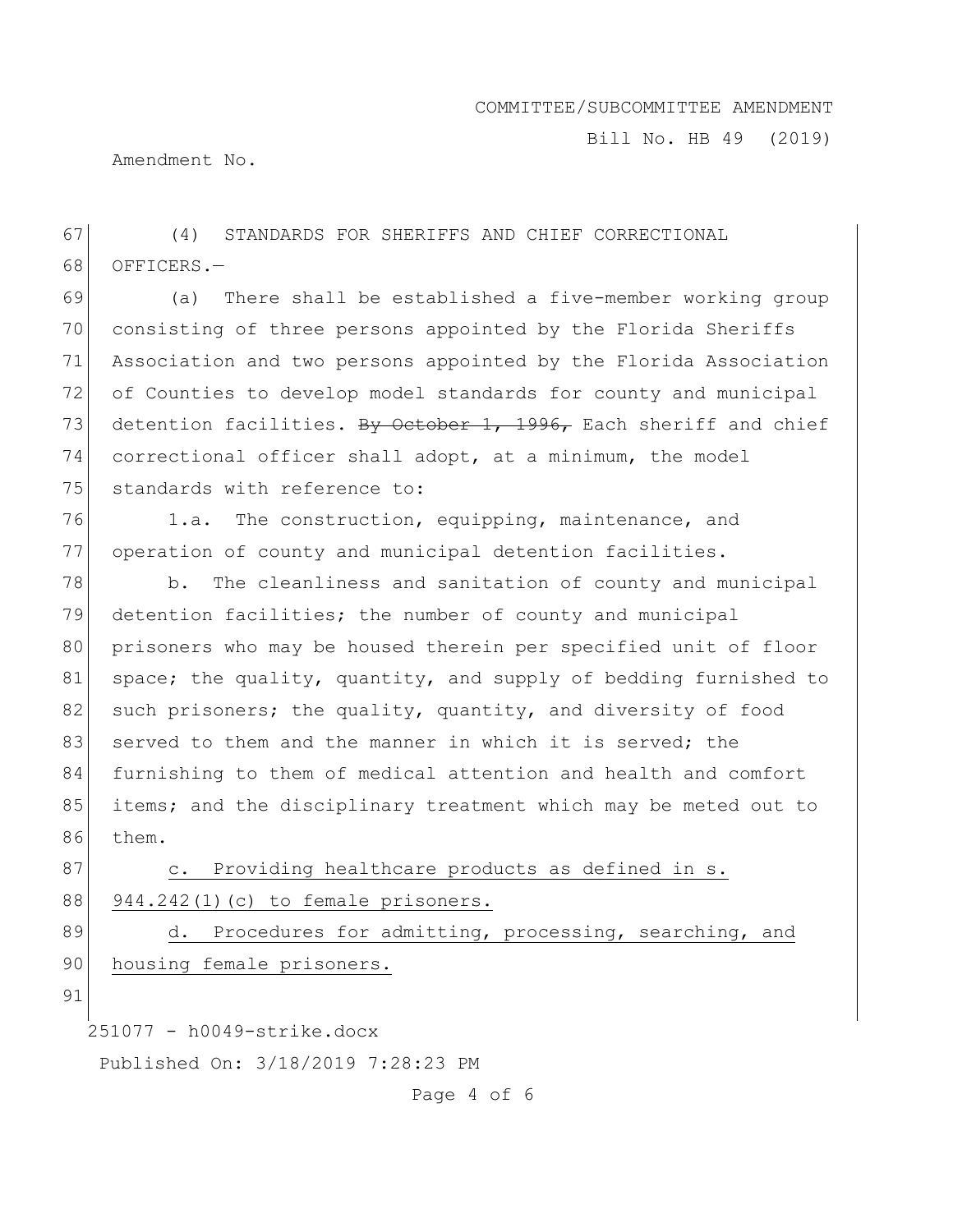(4) STANDARDS FOR SHERIFFS AND CHIEF CORRECTIONAL OFFICERS.—

(a) There shall be established a five-member working group consisting of three persons appointed by the Florida Sheriffs Association and two persons appointed by the Florida Association of Counties to develop model standards for county and municipal detention facilities. ~~By October 1, 1996,~~ Each sheriff and chief correctional officer shall adopt, at a minimum, the model standards with reference to:

1.a. The construction, equipping, maintenance, and operation of county and municipal detention facilities.

b. The cleanliness and sanitation of county and municipal detention facilities; the number of county and municipal prisoners who may be housed therein per specified unit of floor space; the quality, quantity, and supply of bedding furnished to such prisoners; the quality, quantity, and diversity of food served to them and the manner in which it is served; the furnishing to them of medical attention and health and comfort items; and the disciplinary treatment which may be meted out to them.

<u>c. Providing healthcare products as defined in s. 944.242(1)(c) to female prisoners.</u>

<u>d. Procedures for admitting, processing, searching, and housing female prisoners.</u>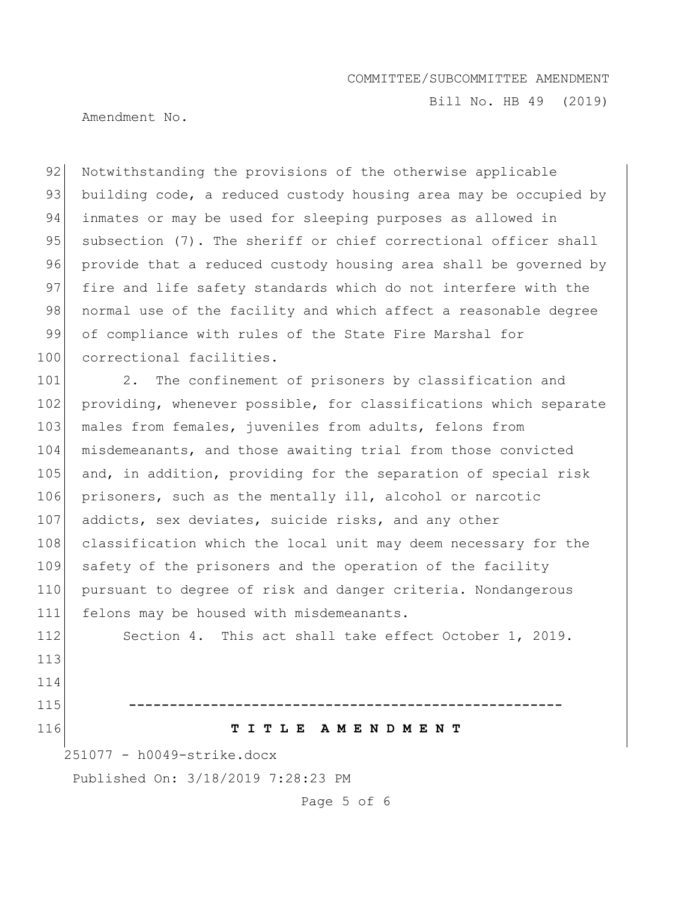Notwithstanding the provisions of the otherwise applicable building code, a reduced custody housing area may be occupied by inmates or may be used for sleeping purposes as allowed in subsection (7). The sheriff or chief correctional officer shall provide that a reduced custody housing area shall be governed by fire and life safety standards which do not interfere with the normal use of the facility and which affect a reasonable degree of compliance with rules of the State Fire Marshal for correctional facilities.

2. The confinement of prisoners by classification and providing, whenever possible, for classifications which separate males from females, juveniles from adults, felons from misdemeanants, and those awaiting trial from those convicted and, in addition, providing for the separation of special risk prisoners, such as the mentally ill, alcohol or narcotic addicts, sex deviates, suicide risks, and any other classification which the local unit may deem necessary for the safety of the prisoners and the operation of the facility pursuant to degree of risk and danger criteria. Nondangerous felons may be housed with misdemeanants.

Section 4. This act shall take effect October 1, 2019.

-----------------------------------------------------

**T I T L E A M E N D M E N T**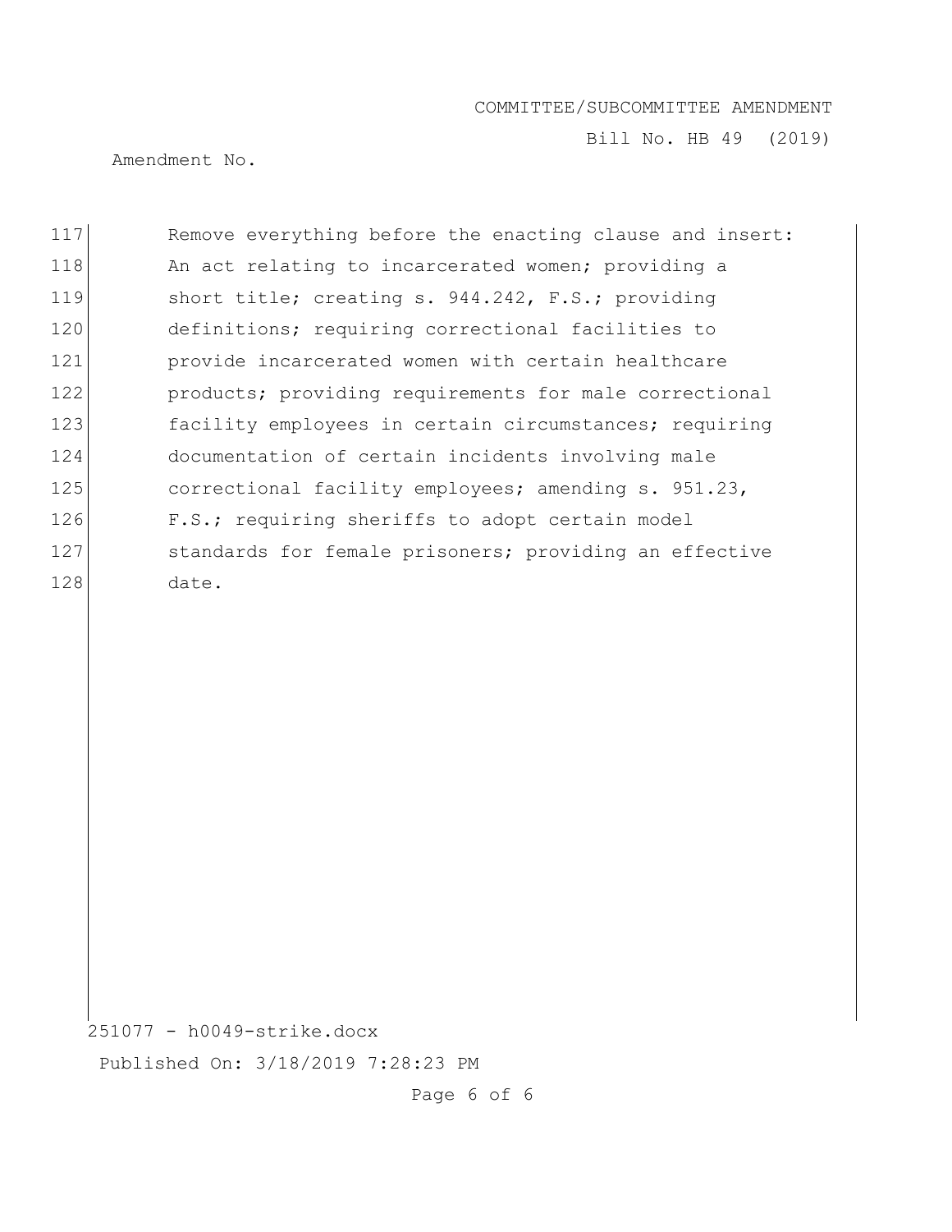117 Remove everything before the enacting clause and insert:
118 An act relating to incarcerated women; providing a
119 short title; creating s. 944.242, F.S.; providing
120 definitions; requiring correctional facilities to
121 provide incarcerated women with certain healthcare
122 products; providing requirements for male correctional
123 facility employees in certain circumstances; requiring
124 documentation of certain incidents involving male
125 correctional facility employees; amending s. 951.23,
126 F.S.; requiring sheriffs to adopt certain model
127 standards for female prisoners; providing an effective
128 date.